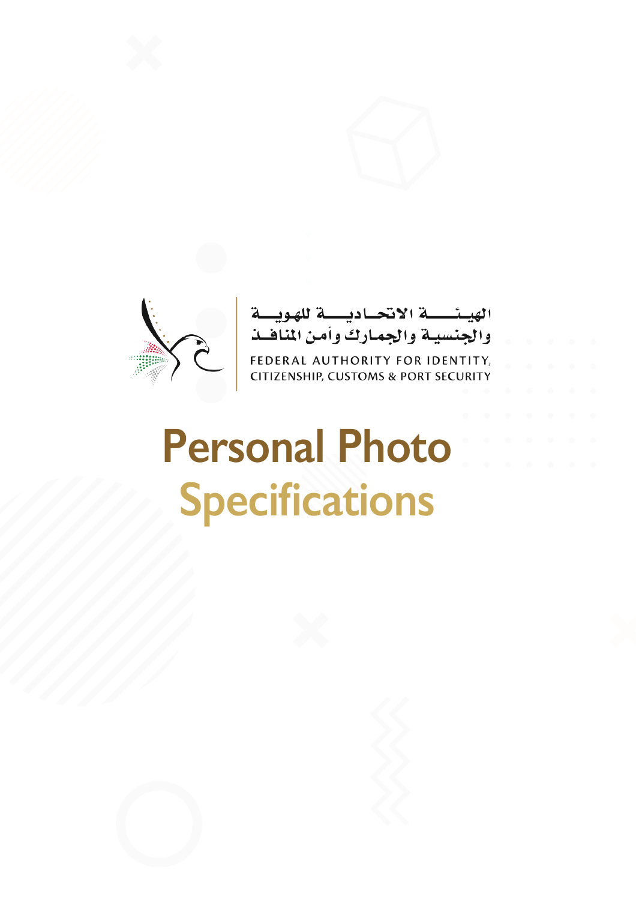الهيئـــة الاتحـاديـــة للهويـــة
والجنسيـة والجمـارك وأمـن المنافـذ

FEDERAL AUTHORITY FOR IDENTITY, CITIZENSHIP, CUSTOMS & PORT SECURITY

# Personal Photo Specifications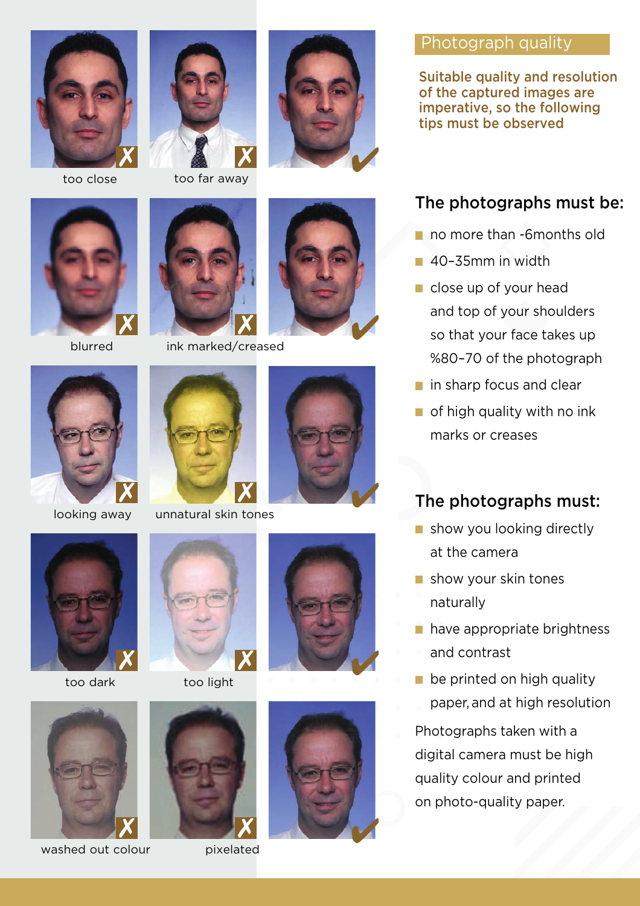too close

too far away

blurred

ink marked/creased

looking away

unnatural skin tones

too dark

too light

washed out colour

pixelated

## Photograph quality

**Suitable quality and resolution of the captured images are imperative, so the following tips must be observed**

### The photographs must be:

- no more than -6months old
- 40–35mm in width
- close up of your head and top of your shoulders so that your face takes up %80–70 of the photograph
- in sharp focus and clear
- of high quality with no ink marks or creases

### The photographs must:

- show you looking directly at the camera
- show your skin tones naturally
- have appropriate brightness and contrast
- be printed on high quality paper, and at high resolution

Photographs taken with a digital camera must be high quality colour and printed on photo-quality paper.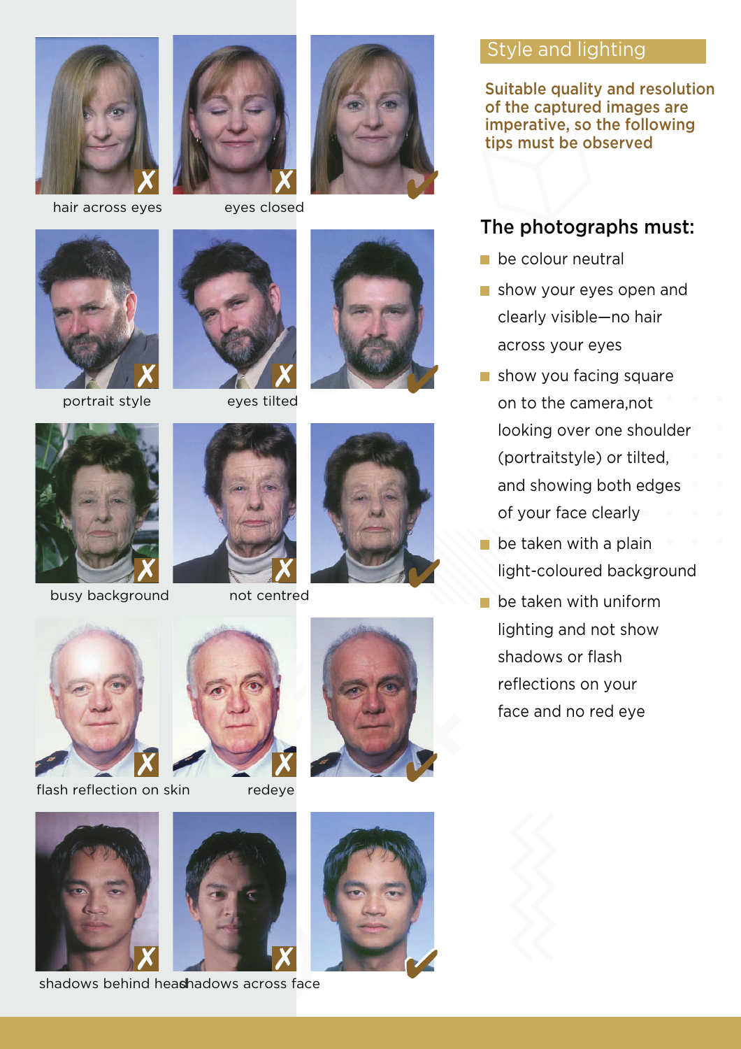hair across eyes

eyes closed

portrait style

eyes tilted

busy background

not centred

flash reflection on skin

redeye

shadows behind head

shadows across face

## Style and lighting

**Suitable quality and resolution of the captured images are imperative, so the following tips must be observed**

### The photographs must:

- be colour neutral
- show your eyes open and clearly visible—no hair across your eyes
- show you facing square on to the camera,not looking over one shoulder (portraitstyle) or tilted, and showing both edges of your face clearly
- be taken with a plain light-coloured background
- be taken with uniform lighting and not show shadows or flash reflections on your face and no red eye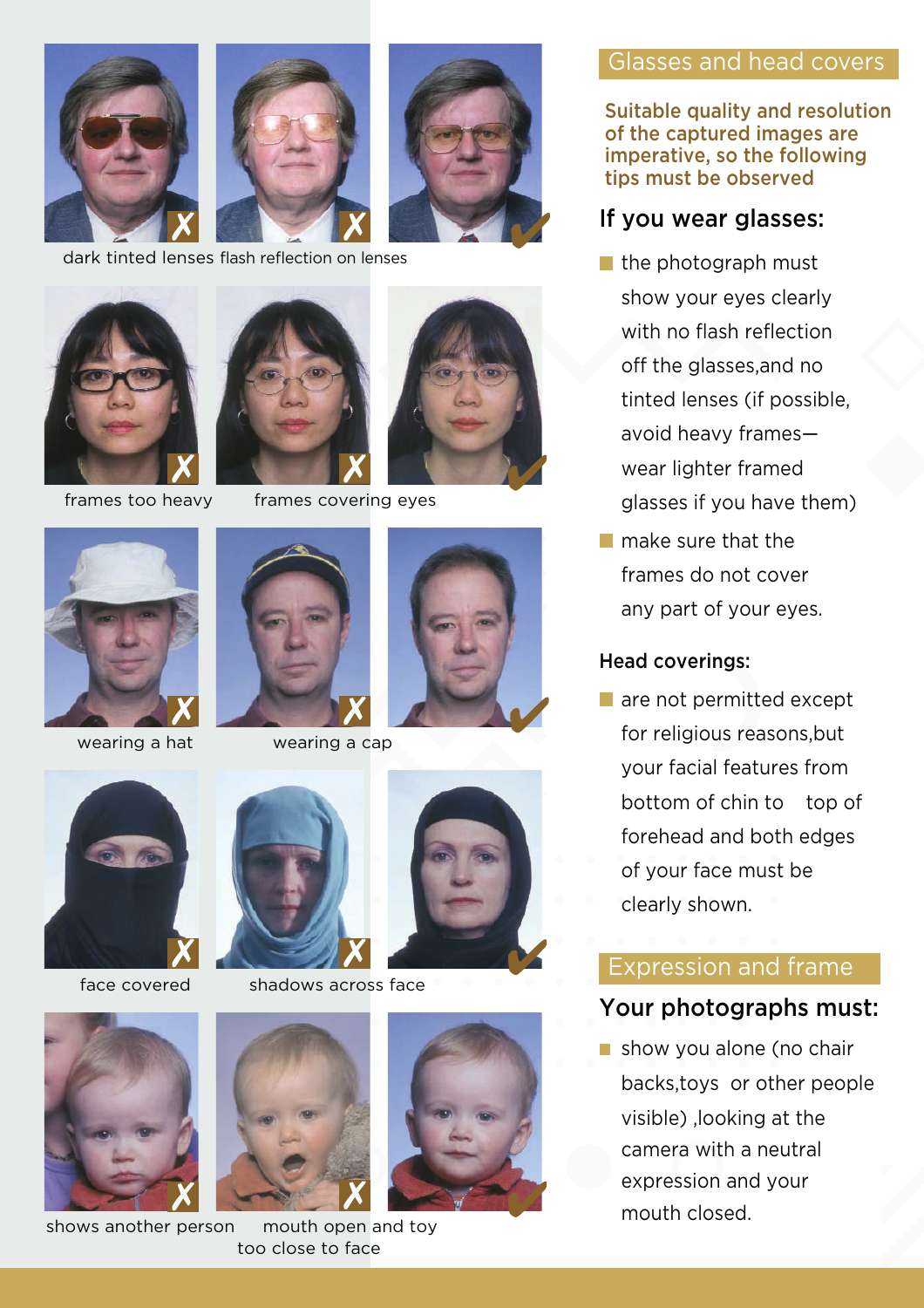dark tinted lenses flash reflection on lenses

frames too heavy frames covering eyes

wearing a hat wearing a cap

face covered shadows across face

shows another person mouth open and toy too close to face

## Glasses and head covers

**Suitable quality and resolution of the captured images are imperative, so the following tips must be observed**

### If you wear glasses:

- the photograph must show your eyes clearly with no flash reflection off the glasses,and no tinted lenses (if possible, avoid heavy frames—wear lighter framed glasses if you have them)
- make sure that the frames do not cover any part of your eyes.

### Head coverings:

- are not permitted except for religious reasons,but your facial features from bottom of chin to top of forehead and both edges of your face must be clearly shown.

## Expression and frame

### Your photographs must:

- show you alone (no chair backs,toys or other people visible) ,looking at the camera with a neutral expression and your mouth closed.